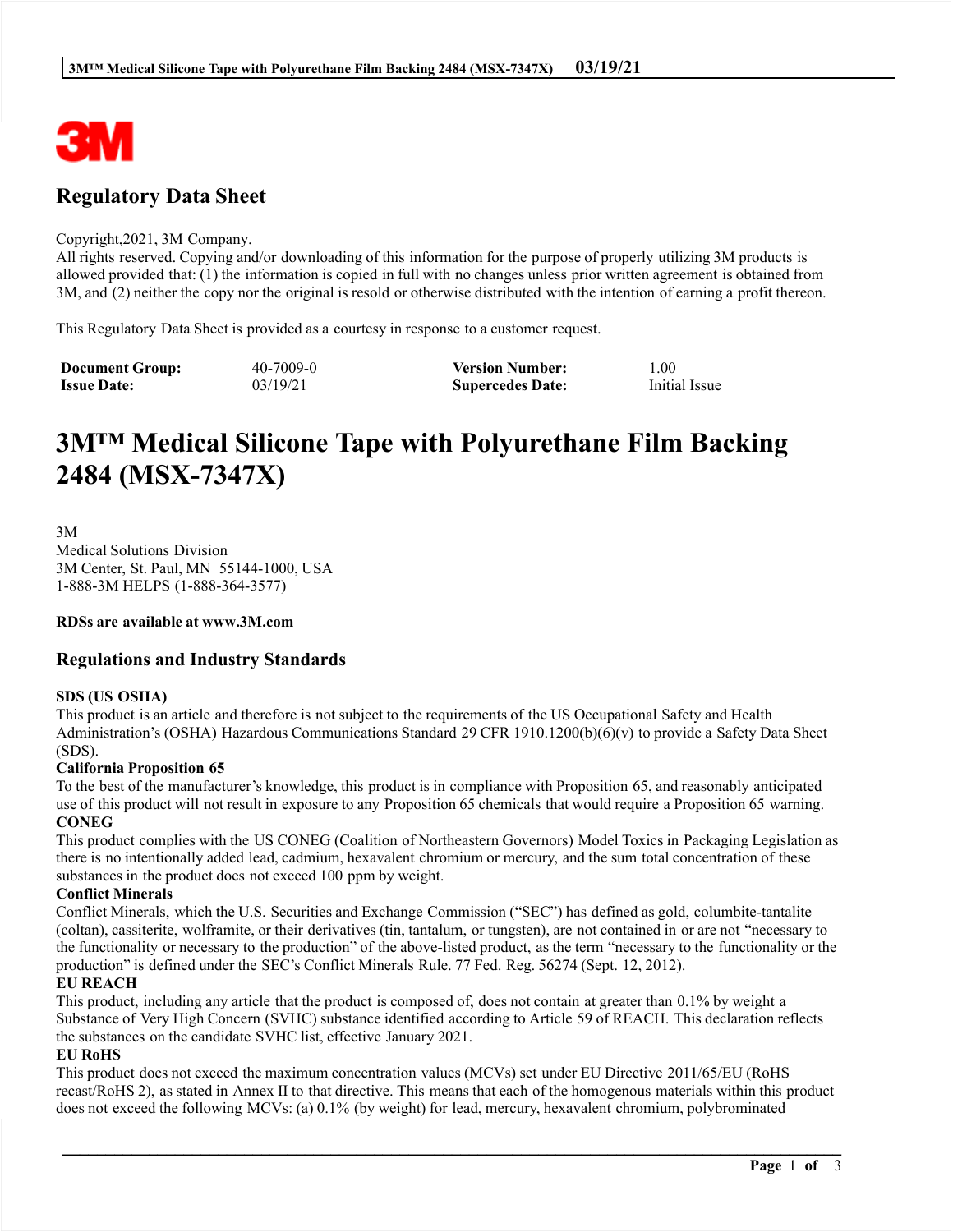# Regulatory Data Sheet

Copyright,2021, 3M Company.
All rights reserved. Copying and/or downloading of this information for the purpose of properly utilizing 3M products is allowed provided that: (1) the information is copied in full with no changes unless prior written agreement is obtained from 3M, and (2) neither the copy nor the original is resold or otherwise distributed with the intention of earning a profit thereon.

This Regulatory Data Sheet is provided as a courtesy in response to a customer request.

| **Document Group:** | 40-7009-0 | **Version Number:** | 1.00 |
|---|---|---|---|
| **Issue Date:** | 03/19/21 | **Supercedes Date:** | Initial Issue |

# 3M™ Medical Silicone Tape with Polyurethane Film Backing 2484 (MSX-7347X)

3M
Medical Solutions Division
3M Center, St. Paul, MN 55144-1000, USA
1-888-3M HELPS (1-888-364-3577)

**RDSs are available at www.3M.com**

## Regulations and Industry Standards

**SDS (US OSHA)**
This product is an article and therefore is not subject to the requirements of the US Occupational Safety and Health Administration's (OSHA) Hazardous Communications Standard 29 CFR 1910.1200(b)(6)(v) to provide a Safety Data Sheet (SDS).

**California Proposition 65**
To the best of the manufacturer's knowledge, this product is in compliance with Proposition 65, and reasonably anticipated use of this product will not result in exposure to any Proposition 65 chemicals that would require a Proposition 65 warning.

**CONEG**
This product complies with the US CONEG (Coalition of Northeastern Governors) Model Toxics in Packaging Legislation as there is no intentionally added lead, cadmium, hexavalent chromium or mercury, and the sum total concentration of these substances in the product does not exceed 100 ppm by weight.

**Conflict Minerals**
Conflict Minerals, which the U.S. Securities and Exchange Commission ("SEC") has defined as gold, columbite-tantalite (coltan), cassiterite, wolframite, or their derivatives (tin, tantalum, or tungsten), are not contained in or are not "necessary to the functionality or necessary to the production" of the above-listed product, as the term "necessary to the functionality or the production" is defined under the SEC's Conflict Minerals Rule. 77 Fed. Reg. 56274 (Sept. 12, 2012).

**EU REACH**
This product, including any article that the product is composed of, does not contain at greater than 0.1% by weight a Substance of Very High Concern (SVHC) substance identified according to Article 59 of REACH. This declaration reflects the substances on the candidate SVHC list, effective January 2021.

**EU RoHS**
This product does not exceed the maximum concentration values (MCVs) set under EU Directive 2011/65/EU (RoHS recast/RoHS 2), as stated in Annex II to that directive. This means that each of the homogenous materials within this product does not exceed the following MCVs: (a) 0.1% (by weight) for lead, mercury, hexavalent chromium, polybrominated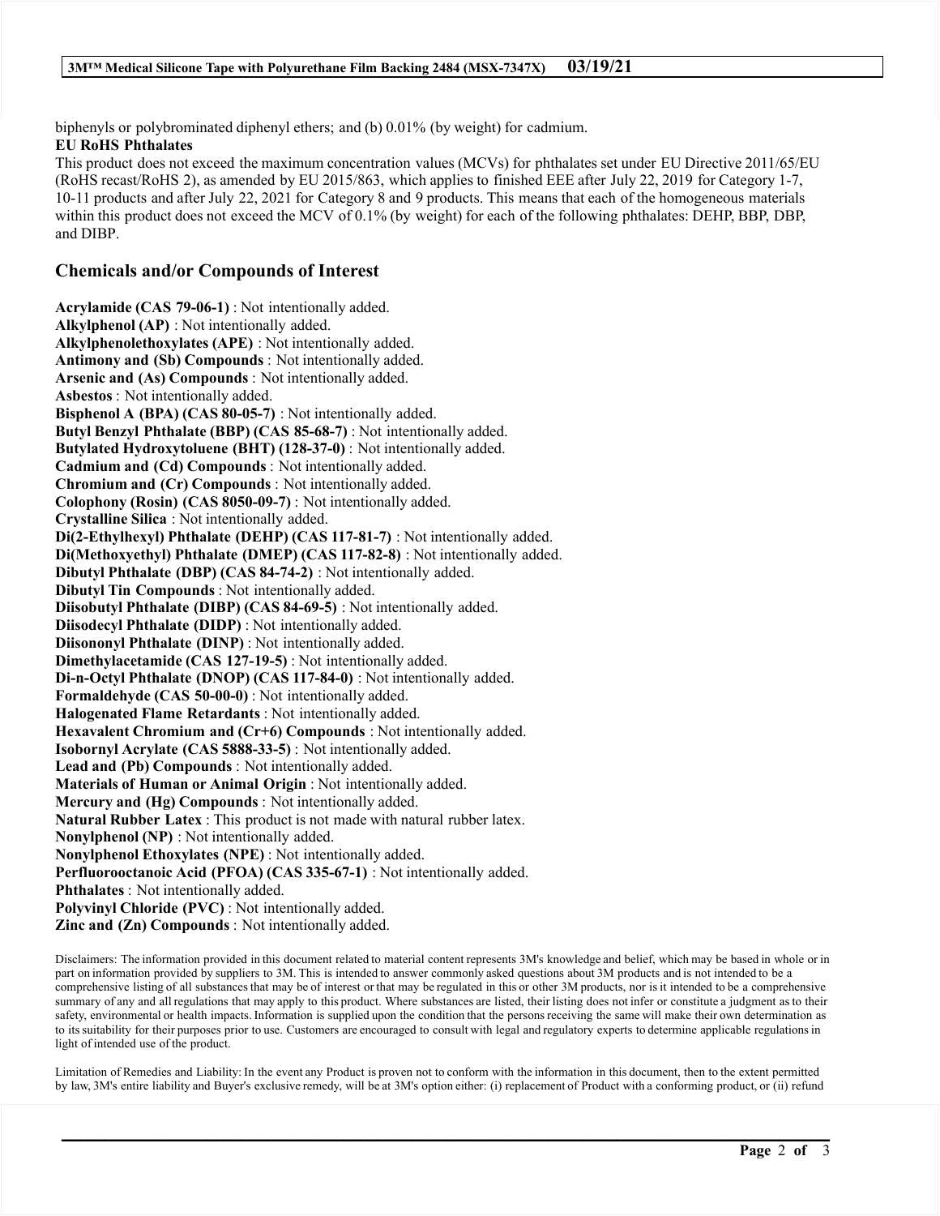biphenyls or polybrominated diphenyl ethers; and (b) 0.01% (by weight) for cadmium.

**EU RoHS Phthalates**

This product does not exceed the maximum concentration values (MCVs) for phthalates set under EU Directive 2011/65/EU (RoHS recast/RoHS 2), as amended by EU 2015/863, which applies to finished EEE after July 22, 2019 for Category 1-7, 10-11 products and after July 22, 2021 for Category 8 and 9 products. This means that each of the homogeneous materials within this product does not exceed the MCV of 0.1% (by weight) for each of the following phthalates: DEHP, BBP, DBP, and DIBP.

## Chemicals and/or Compounds of Interest

**Acrylamide (CAS 79-06-1)** : Not intentionally added.
**Alkylphenol (AP)** : Not intentionally added.
**Alkylphenolethoxylates (APE)** : Not intentionally added.
**Antimony and (Sb) Compounds** : Not intentionally added.
**Arsenic and (As) Compounds** : Not intentionally added.
**Asbestos** : Not intentionally added.
**Bisphenol A (BPA) (CAS 80-05-7)** : Not intentionally added.
**Butyl Benzyl Phthalate (BBP) (CAS 85-68-7)** : Not intentionally added.
**Butylated Hydroxytoluene (BHT) (128-37-0)** : Not intentionally added.
**Cadmium and (Cd) Compounds** : Not intentionally added.
**Chromium and (Cr) Compounds** : Not intentionally added.
**Colophony (Rosin) (CAS 8050-09-7)** : Not intentionally added.
**Crystalline Silica** : Not intentionally added.
**Di(2-Ethylhexyl) Phthalate (DEHP) (CAS 117-81-7)** : Not intentionally added.
**Di(Methoxyethyl) Phthalate (DMEP) (CAS 117-82-8)** : Not intentionally added.
**Dibutyl Phthalate (DBP) (CAS 84-74-2)** : Not intentionally added.
**Dibutyl Tin Compounds** : Not intentionally added.
**Diisobutyl Phthalate (DIBP) (CAS 84-69-5)** : Not intentionally added.
**Diisodecyl Phthalate (DIDP)** : Not intentionally added.
**Diisononyl Phthalate (DINP)** : Not intentionally added.
**Dimethylacetamide (CAS 127-19-5)** : Not intentionally added.
**Di-n-Octyl Phthalate (DNOP) (CAS 117-84-0)** : Not intentionally added.
**Formaldehyde (CAS 50-00-0)** : Not intentionally added.
**Halogenated Flame Retardants** : Not intentionally added.
**Hexavalent Chromium and (Cr+6) Compounds** : Not intentionally added.
**Isobornyl Acrylate (CAS 5888-33-5)** : Not intentionally added.
**Lead and (Pb) Compounds** : Not intentionally added.
**Materials of Human or Animal Origin** : Not intentionally added.
**Mercury and (Hg) Compounds** : Not intentionally added.
**Natural Rubber Latex** : This product is not made with natural rubber latex.
**Nonylphenol (NP)** : Not intentionally added.
**Nonylphenol Ethoxylates (NPE)** : Not intentionally added.
**Perfluorooctanoic Acid (PFOA) (CAS 335-67-1)** : Not intentionally added.
**Phthalates** : Not intentionally added.
**Polyvinyl Chloride (PVC)** : Not intentionally added.
**Zinc and (Zn) Compounds** : Not intentionally added.

Disclaimers: The information provided in this document related to material content represents 3M's knowledge and belief, which may be based in whole or in part on information provided by suppliers to 3M. This is intended to answer commonly asked questions about 3M products and is not intended to be a comprehensive listing of all substances that may be of interest or that may be regulated in this or other 3M products, nor is it intended to be a comprehensive summary of any and all regulations that may apply to this product. Where substances are listed, their listing does not infer or constitute a judgment as to their safety, environmental or health impacts. Information is supplied upon the condition that the persons receiving the same will make their own determination as to its suitability for their purposes prior to use. Customers are encouraged to consult with legal and regulatory experts to determine applicable regulations in light of intended use of the product.

Limitation of Remedies and Liability: In the event any Product is proven not to conform with the information in this document, then to the extent permitted by law, 3M's entire liability and Buyer's exclusive remedy, will be at 3M's option either: (i) replacement of Product with a conforming product, or (ii) refund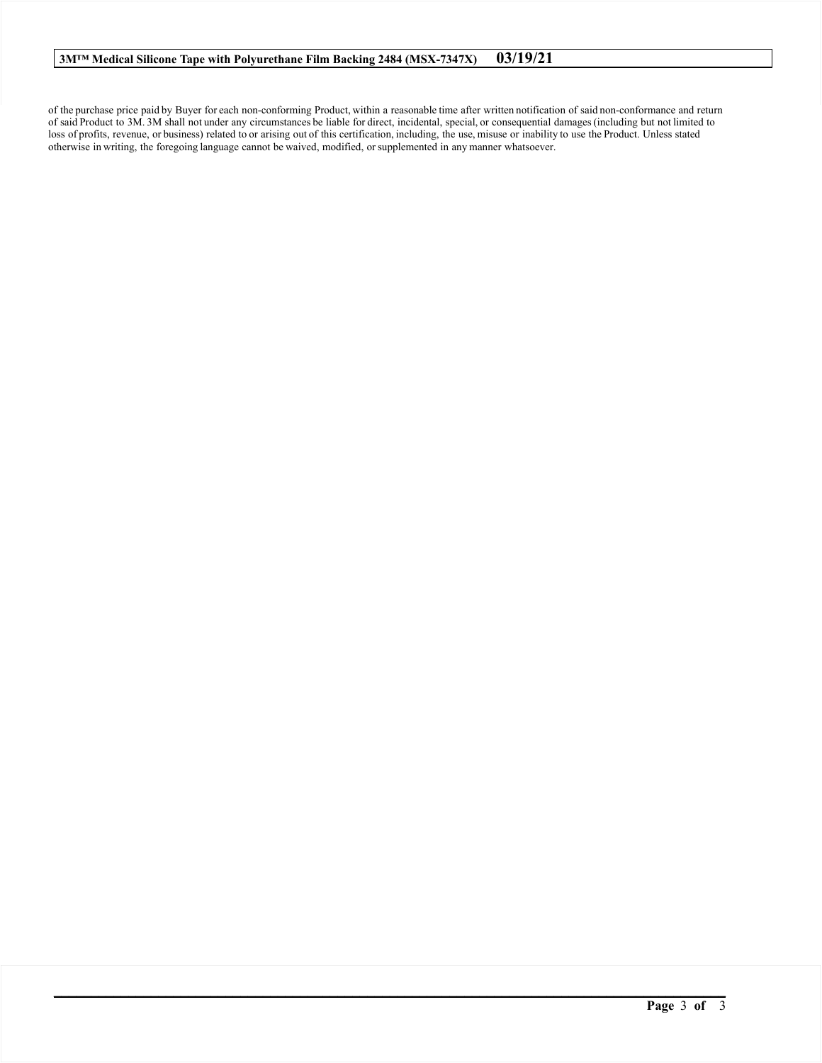of the purchase price paid by Buyer for each non-conforming Product, within a reasonable time after written notification of said non-conformance and return of said Product to 3M. 3M shall not under any circumstances be liable for direct, incidental, special, or consequential damages (including but not limited to loss of profits, revenue, or business) related to or arising out of this certification, including, the use, misuse or inability to use the Product. Unless stated otherwise in writing, the foregoing language cannot be waived, modified, or supplemented in any manner whatsoever.